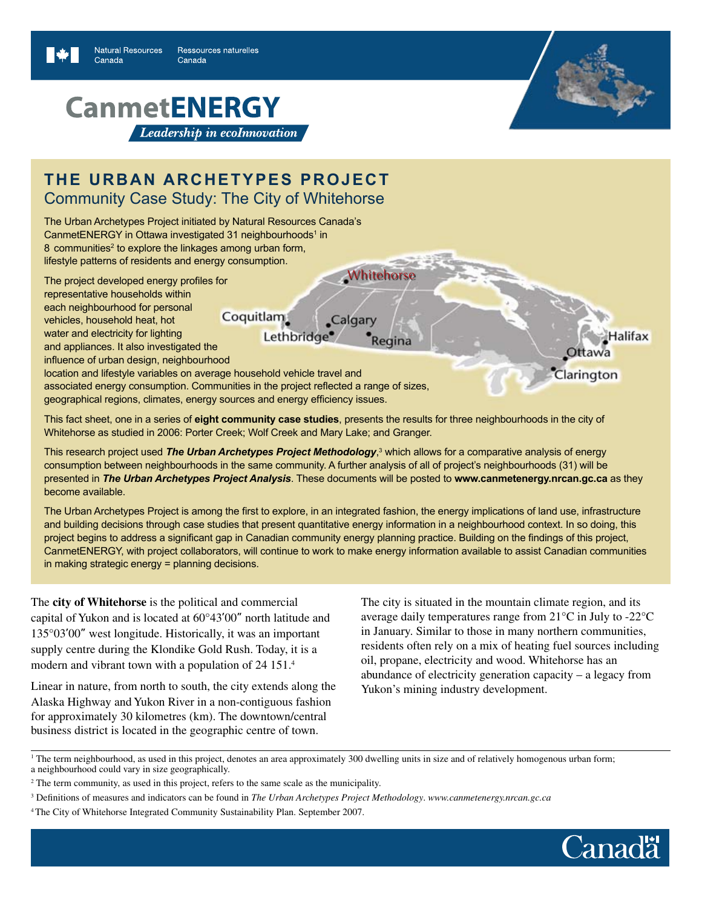Natural Resources Canada / Ressources naturelles Canada

# CanmetENERGY

*Leadership in ecoInnovation*

## THE URBAN ARCHETYPES PROJECT

### Community Case Study: The City of Whitehorse

The Urban Archetypes Project initiated by Natural Resources Canada's CanmetENERGY in Ottawa investigated 31 neighbourhoods[1] in 8 communities[2] to explore the linkages among urban form, lifestyle patterns of residents and energy consumption.

The project developed energy profiles for representative households within each neighbourhood for personal vehicles, household heat, hot water and electricity for lighting and appliances. It also investigated the influence of urban design, neighbourhood location and lifestyle variables on average household vehicle travel and associated energy consumption. Communities in the project reflected a range of sizes, geographical regions, climates, energy sources and energy efficiency issues.

Whitehorse, Coquitlam, Calgary, Lethbridge, Regina, Halifax, Ottawa, Clarington

This fact sheet, one in a series of **eight community case studies**, presents the results for three neighbourhoods in the city of Whitehorse as studied in 2006: Porter Creek; Wolf Creek and Mary Lake; and Granger.

This research project used ***The Urban Archetypes Project Methodology***,[3] which allows for a comparative analysis of energy consumption between neighbourhoods in the same community. A further analysis of all of project's neighbourhoods (31) will be presented in ***The Urban Archetypes Project Analysis***. These documents will be posted to **www.canmetenergy.nrcan.gc.ca** as they become available.

The Urban Archetypes Project is among the first to explore, in an integrated fashion, the energy implications of land use, infrastructure and building decisions through case studies that present quantitative energy information in a neighbourhood context. In so doing, this project begins to address a significant gap in Canadian community energy planning practice. Building on the findings of this project, CanmetENERGY, with project collaborators, will continue to work to make energy information available to assist Canadian communities in making strategic energy = planning decisions.

The **city of Whitehorse** is the political and commercial capital of Yukon and is located at 60°43′00″ north latitude and 135°03′00″ west longitude. Historically, it was an important supply centre during the Klondike Gold Rush. Today, it is a modern and vibrant town with a population of 24 151.[4]

Linear in nature, from north to south, the city extends along the Alaska Highway and Yukon River in a non-contiguous fashion for approximately 30 kilometres (km). The downtown/central business district is located in the geographic centre of town.

The city is situated in the mountain climate region, and its average daily temperatures range from 21°C in July to -22°C in January. Similar to those in many northern communities, residents often rely on a mix of heating fuel sources including oil, propane, electricity and wood. Whitehorse has an abundance of electricity generation capacity – a legacy from Yukon's mining industry development.

---

[1] The term neighbourhood, as used in this project, denotes an area approximately 300 dwelling units in size and of relatively homogenous urban form; a neighbourhood could vary in size geographically.

[2] The term community, as used in this project, refers to the same scale as the municipality.

[3] Definitions of measures and indicators can be found in *The Urban Archetypes Project Methodology*. *www.canmetenergy.nrcan.gc.ca*

[4] The City of Whitehorse Integrated Community Sustainability Plan. September 2007.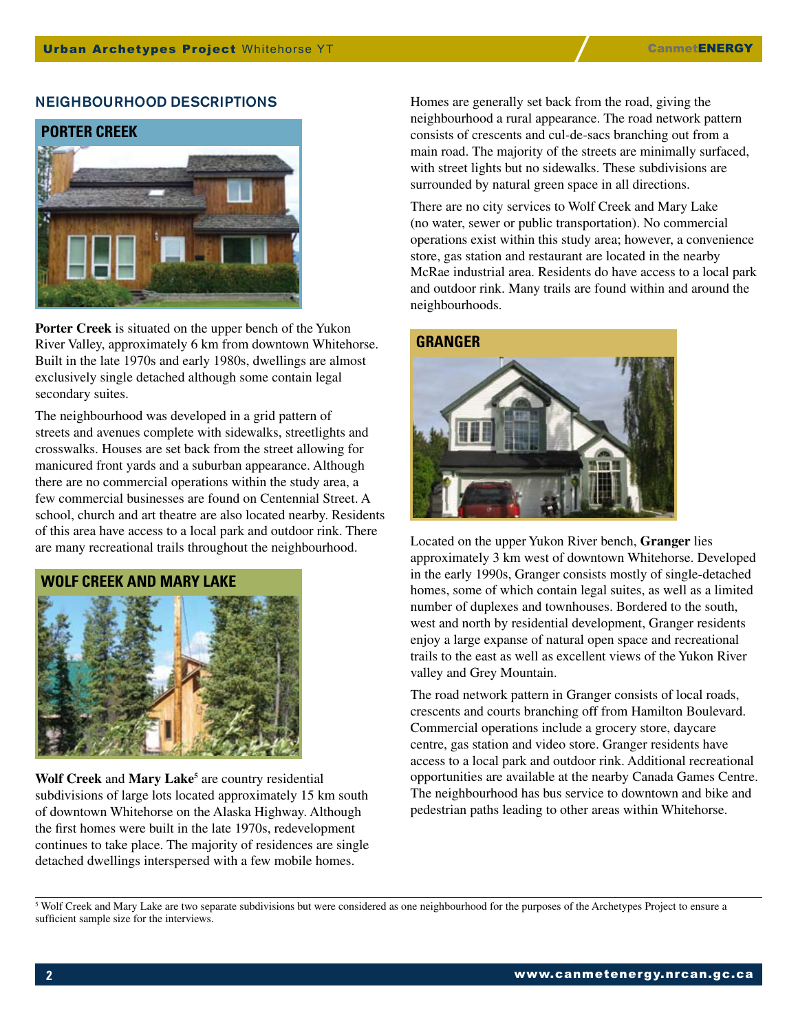## NEIGHBOURHOOD DESCRIPTIONS

### PORTER CREEK

**Porter Creek** is situated on the upper bench of the Yukon River Valley, approximately 6 km from downtown Whitehorse. Built in the late 1970s and early 1980s, dwellings are almost exclusively single detached although some contain legal secondary suites.

The neighbourhood was developed in a grid pattern of streets and avenues complete with sidewalks, streetlights and crosswalks. Houses are set back from the street allowing for manicured front yards and a suburban appearance. Although there are no commercial operations within the study area, a few commercial businesses are found on Centennial Street. A school, church and art theatre are also located nearby. Residents of this area have access to a local park and outdoor rink. There are many recreational trails throughout the neighbourhood.

### WOLF CREEK AND MARY LAKE

**Wolf Creek** and **Mary Lake**[5] are country residential subdivisions of large lots located approximately 15 km south of downtown Whitehorse on the Alaska Highway. Although the first homes were built in the late 1970s, redevelopment continues to take place. The majority of residences are single detached dwellings interspersed with a few mobile homes.

Homes are generally set back from the road, giving the neighbourhood a rural appearance. The road network pattern consists of crescents and cul-de-sacs branching out from a main road. The majority of the streets are minimally surfaced, with street lights but no sidewalks. These subdivisions are surrounded by natural green space in all directions.

There are no city services to Wolf Creek and Mary Lake (no water, sewer or public transportation). No commercial operations exist within this study area; however, a convenience store, gas station and restaurant are located in the nearby McRae industrial area. Residents do have access to a local park and outdoor rink. Many trails are found within and around the neighbourhoods.

### GRANGER

Located on the upper Yukon River bench, **Granger** lies approximately 3 km west of downtown Whitehorse. Developed in the early 1990s, Granger consists mostly of single-detached homes, some of which contain legal suites, as well as a limited number of duplexes and townhouses. Bordered to the south, west and north by residential development, Granger residents enjoy a large expanse of natural open space and recreational trails to the east as well as excellent views of the Yukon River valley and Grey Mountain.

The road network pattern in Granger consists of local roads, crescents and courts branching off from Hamilton Boulevard. Commercial operations include a grocery store, daycare centre, gas station and video store. Granger residents have access to a local park and outdoor rink. Additional recreational opportunities are available at the nearby Canada Games Centre. The neighbourhood has bus service to downtown and bike and pedestrian paths leading to other areas within Whitehorse.

---

[5] Wolf Creek and Mary Lake are two separate subdivisions but were considered as one neighbourhood for the purposes of the Archetypes Project to ensure a sufficient sample size for the interviews.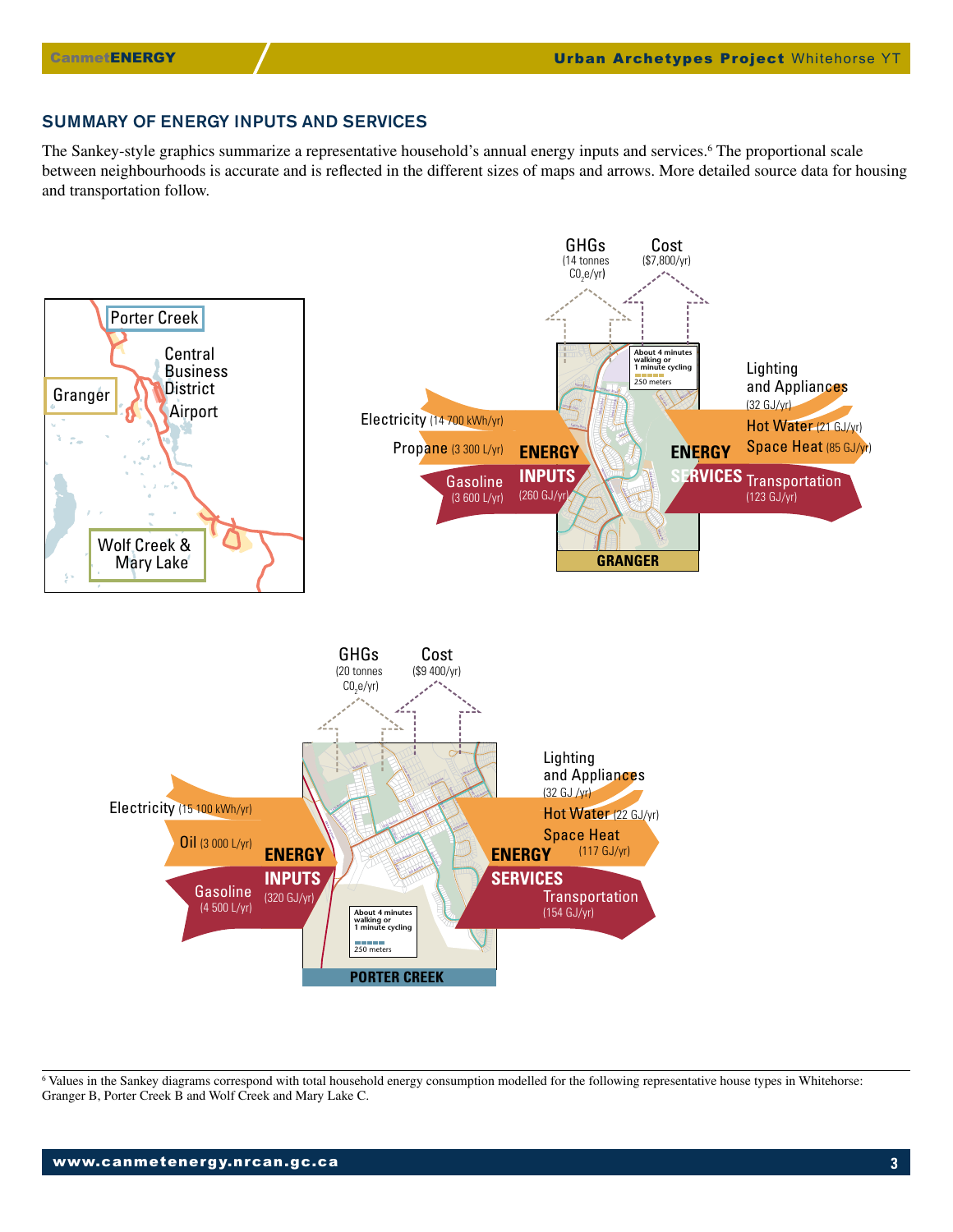## SUMMARY OF ENERGY INPUTS AND SERVICES

The Sankey-style graphics summarize a representative household's annual energy inputs and services.[6] The proportional scale between neighbourhoods is accurate and is reflected in the different sizes of maps and arrows. More detailed source data for housing and transportation follow.

Porter Creek

Granger

Central Business District

Airport

Wolf Creek & Mary Lake

GHGs (14 tonnes $CO_2e$/yr)

Cost ($7,800/yr)

Electricity (14 700 kWh/yr)

Propane (3 300 L/yr)

Gasoline (3 600 L/yr)

ENERGY INPUTS (260 GJ/yr)

ENERGY SERVICES

Lighting and Appliances (32 GJ/yr)

Hot Water (21 GJ/yr)

Space Heat (85 GJ/yr)

Transportation (123 GJ/yr)

About 4 minutes walking or 1 minute cycling

250 meters

GRANGER

GHGs (20 tonnes $CO_2e$/yr)

Cost ($9 400/yr)

Electricity (15 100 kWh/yr)

Oil (3 000 L/yr)

Gasoline (4 500 L/yr)

ENERGY INPUTS (320 GJ/yr)

ENERGY SERVICES

Lighting and Appliances (32 GJ /yr)

Hot Water (22 GJ/yr)

Space Heat (117 GJ/yr)

Transportation (154 GJ/yr)

About 4 minutes walking or 1 minute cycling

250 meters

PORTER CREEK

---

[6] Values in the Sankey diagrams correspond with total household energy consumption modelled for the following representative house types in Whitehorse: Granger B, Porter Creek B and Wolf Creek and Mary Lake C.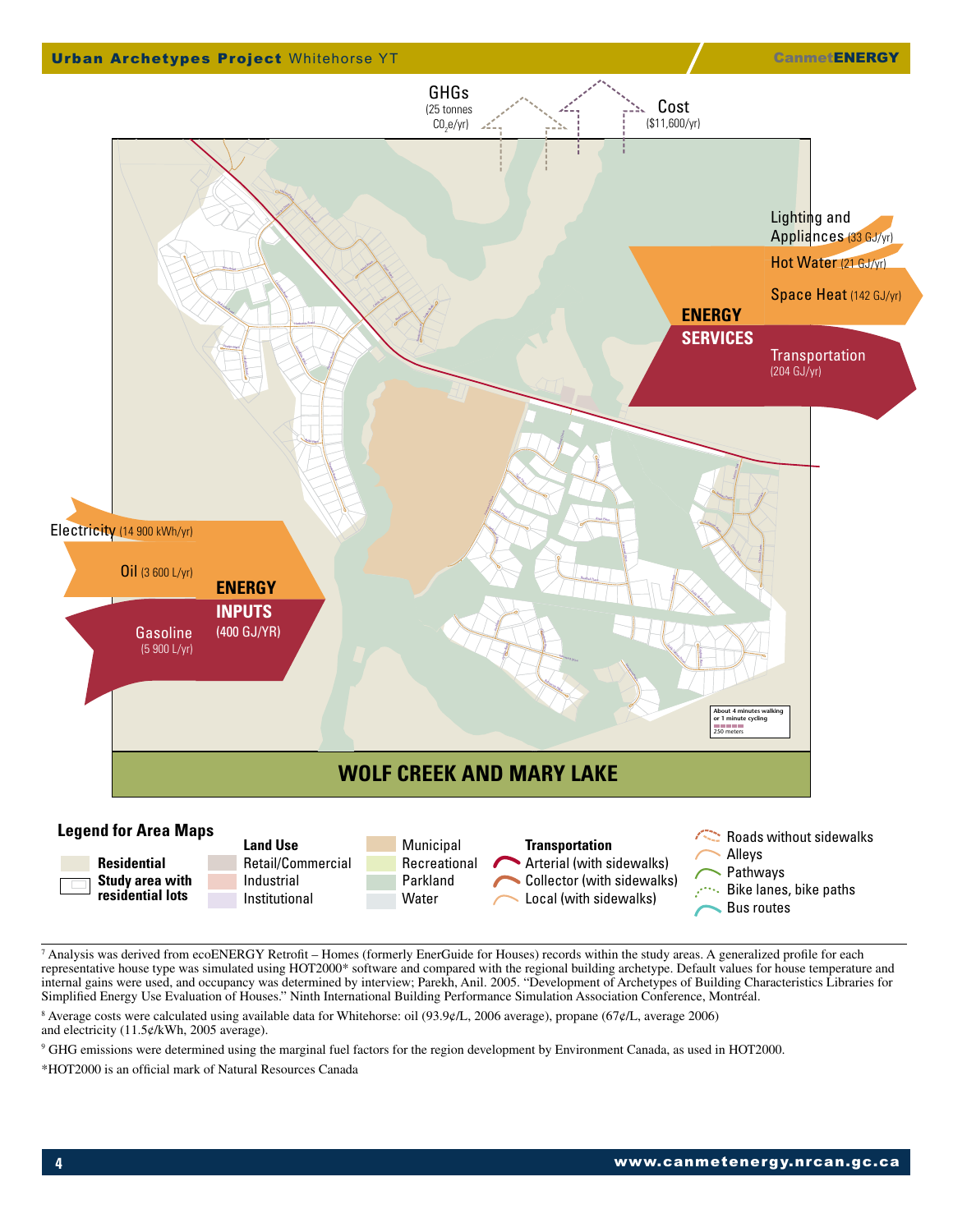GHGs (25 tonnes $CO_2e$/yr)

Cost ($11,600/yr)

**ENERGY SERVICES**

- Lighting and Appliances (33 GJ/yr)
- Hot Water (21 GJ/yr)
- Space Heat (142 GJ/yr)
- Transportation (204 GJ/yr)

**ENERGY INPUTS** (400 GJ/YR)

- Electricity (14 900 kWh/yr)
- Oil (3 600 L/yr)
- Gasoline (5 900 L/yr)

About 4 minutes walking or 1 minute cycling
250 meters

## WOLF CREEK AND MARY LAKE

### Legend for Area Maps

- **Residential**
- **Study area with residential lots**

**Land Use**

- Retail/Commercial
- Industrial
- Institutional
- Municipal
- Recreational
- Parkland
- Water

**Transportation**

- Arterial (with sidewalks)
- Collector (with sidewalks)
- Local (with sidewalks)
- Roads without sidewalks
- Alleys
- Pathways
- Bike lanes, bike paths
- Bus routes

---

[7] Analysis was derived from ecoENERGY Retrofit – Homes (formerly EnerGuide for Houses) records within the study areas. A generalized profile for each representative house type was simulated using HOT2000* software and compared with the regional building archetype. Default values for house temperature and internal gains were used, and occupancy was determined by interview; Parekh, Anil. 2005. "Development of Archetypes of Building Characteristics Libraries for Simplified Energy Use Evaluation of Houses." Ninth International Building Performance Simulation Association Conference, Montréal.

[8] Average costs were calculated using available data for Whitehorse: oil (93.9¢/L, 2006 average), propane (67¢/L, average 2006) and electricity (11.5¢/kWh, 2005 average).

[9] GHG emissions were determined using the marginal fuel factors for the region development by Environment Canada, as used in HOT2000.

*HOT2000 is an official mark of Natural Resources Canada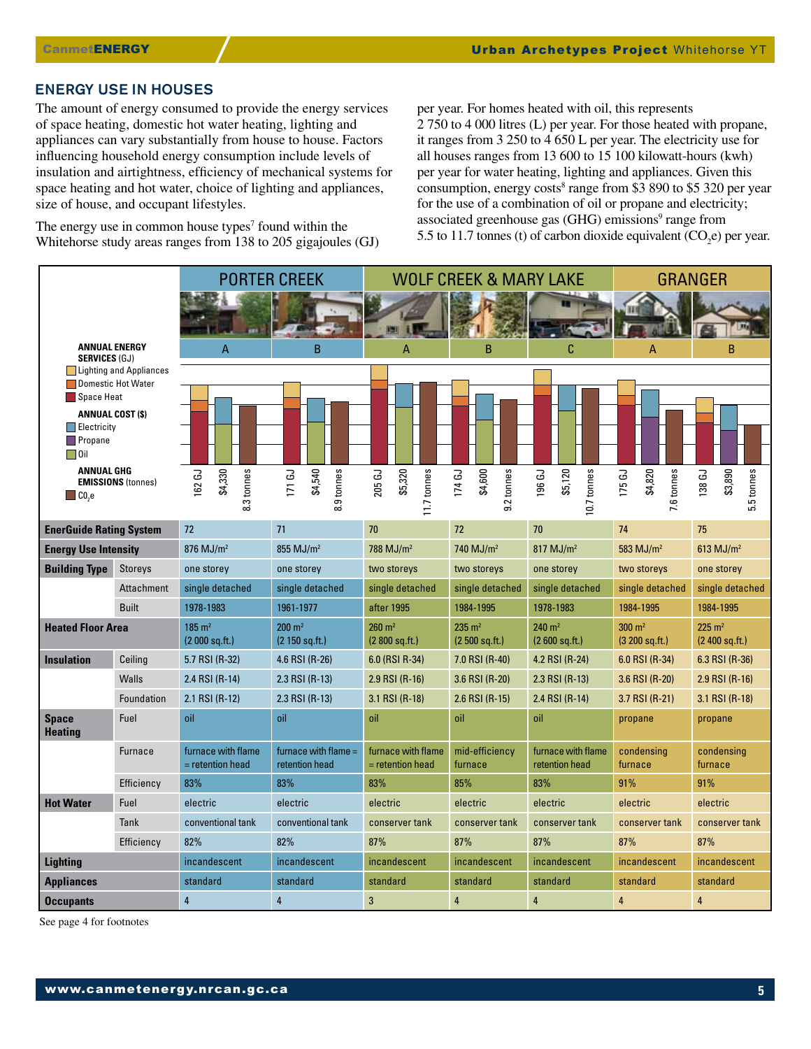## ENERGY USE IN HOUSES

The amount of energy consumed to provide the energy services of space heating, domestic hot water heating, lighting and appliances can vary substantially from house to house. Factors influencing household energy consumption include levels of insulation and airtightness, efficiency of mechanical systems for space heating and hot water, choice of lighting and appliances, size of house, and occupant lifestyles.

The energy use in common house types[7] found within the Whitehorse study areas ranges from 138 to 205 gigajoules (GJ) per year. For homes heated with oil, this represents 2 750 to 4 000 litres (L) per year. For those heated with propane, it ranges from 3 250 to 4 650 L per year. The electricity use for all houses ranges from 13 600 to 15 100 kilowatt-hours (kwh) per year for water heating, lighting and appliances. Given this consumption, energy costs[8] range from $3 890 to $5 320 per year for the use of a combination of oil or propane and electricity; associated greenhouse gas (GHG) emissions[9] range from 5.5 to 11.7 tonnes (t) of carbon dioxide equivalent ($CO_2e$) per year.

| | | PORTER CREEK | | WOLF CREEK & MARY LAKE | | | GRANGER | |
|---|---|---|---|---|---|---|---|---|
| | | A | B | A | B | C | A | B |
| **ANNUAL ENERGY SERVICES** (GJ) (Lighting and Appliances; Domestic Hot Water; Space Heat) | | 162 GJ | 171 GJ | 205 GJ | 174 GJ | 196 GJ | 175 GJ | 138 GJ |
| **ANNUAL COST ($)** (Electricity; Propane; Oil) | | $4,330 | $4,540 | $5,320 | $4,600 | $5,120 | $4,820 | $3,890 |
| **ANNUAL GHG EMISSIONS** (tonnes) ($CO_2e$) | | 8.3 tonnes | 8.9 tonnes | 11.7 tonnes | 9.2 tonnes | 10.7 tonnes | 7.6 tonnes | 5.5 tonnes |
| **EnerGuide Rating System** | | 72 | 71 | 70 | 72 | 70 | 74 | 75 |
| **Energy Use Intensity** | | 876 MJ/m² | 855 MJ/m² | 788 MJ/m² | 740 MJ/m² | 817 MJ/m² | 583 MJ/m² | 613 MJ/m² |
| **Building Type** | Storeys | one storey | one storey | two storeys | two storeys | one storey | two storeys | one storey |
| | Attachment | single detached | single detached | single detached | single detached | single detached | single detached | single detached |
| | Built | 1978-1983 | 1961-1977 | after 1995 | 1984-1995 | 1978-1983 | 1984-1995 | 1984-1995 |
| **Heated Floor Area** | | 185 m² (2 000 sq.ft.) | 200 m² (2 150 sq.ft.) | 260 m² (2 800 sq.ft.) | 235 m² (2 500 sq.ft.) | 240 m² (2 600 sq.ft.) | 300 m² (3 200 sq.ft.) | 225 m² (2 400 sq.ft.) |
| **Insulation** | Ceiling | 5.7 RSI (R-32) | 4.6 RSI (R-26) | 6.0 (RSI R-34) | 7.0 RSI (R-40) | 4.2 RSI (R-24) | 6.0 RSI (R-34) | 6.3 RSI (R-36) |
| | Walls | 2.4 RSI (R-14) | 2.3 RSI (R-13) | 2.9 RSI (R-16) | 3.6 RSI (R-20) | 2.3 RSI (R-13) | 3.6 RSI (R-20) | 2.9 RSI (R-16) |
| | Foundation | 2.1 RSI (R-12) | 2.3 RSI (R-13) | 3.1 RSI (R-18) | 2.6 RSI (R-15) | 2.4 RSI (R-14) | 3.7 RSI (R-21) | 3.1 RSI (R-18) |
| **Space Heating** | Fuel | oil | oil | oil | oil | oil | propane | propane |
| | Furnace | furnace with flame = retention head | furnace with flame = retention head | furnace with flame = retention head | mid-efficiency furnace | furnace with flame retention head | condensing furnace | condensing furnace |
| | Efficiency | 83% | 83% | 83% | 85% | 83% | 91% | 91% |
| **Hot Water** | Fuel | electric | electric | electric | electric | electric | electric | electric |
| | Tank | conventional tank | conventional tank | conserver tank | conserver tank | conserver tank | conserver tank | conserver tank |
| | Efficiency | 82% | 82% | 87% | 87% | 87% | 87% | 87% |
| **Lighting** | | incandescent | incandescent | incandescent | incandescent | incandescent | incandescent | incandescent |
| **Appliances** | | standard | standard | standard | standard | standard | standard | standard |
| **Occupants** | | 4 | 4 | 3 | 4 | 4 | 4 | 4 |

See page 4 for footnotes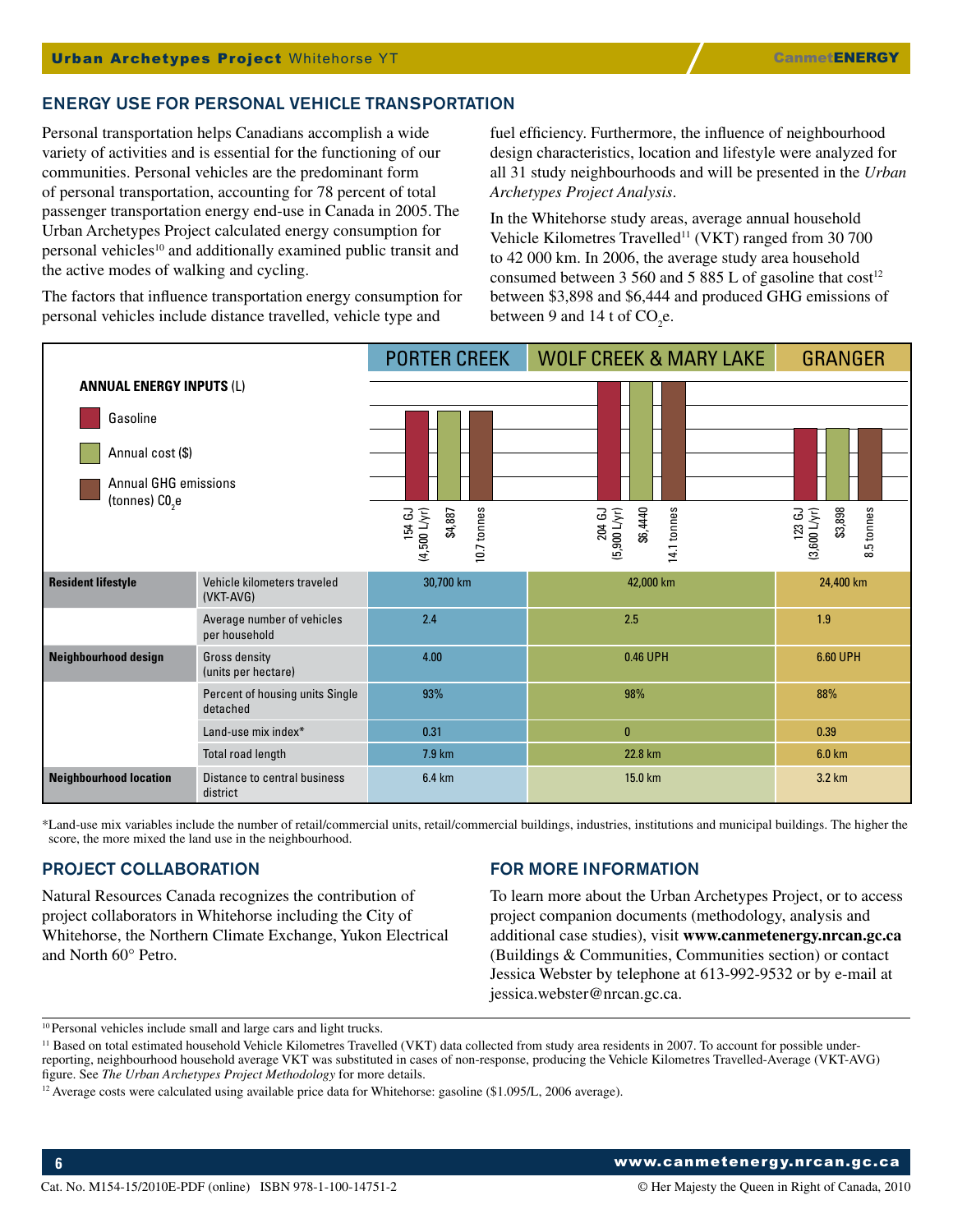## ENERGY USE FOR PERSONAL VEHICLE TRANSPORTATION

Personal transportation helps Canadians accomplish a wide variety of activities and is essential for the functioning of our communities. Personal vehicles are the predominant form of personal transportation, accounting for 78 percent of total passenger transportation energy end-use in Canada in 2005. The Urban Archetypes Project calculated energy consumption for personal vehicles[10] and additionally examined public transit and the active modes of walking and cycling.

The factors that influence transportation energy consumption for personal vehicles include distance travelled, vehicle type and fuel efficiency. Furthermore, the influence of neighbourhood design characteristics, location and lifestyle were analyzed for all 31 study neighbourhoods and will be presented in the *Urban Archetypes Project Analysis*.

In the Whitehorse study areas, average annual household Vehicle Kilometres Travelled[11] (VKT) ranged from 30 700 to 42 000 km. In 2006, the average study area household consumed between 3 560 and 5 885 L of gasoline that cost[12] between $3,898 and $6,444 and produced GHG emissions of between 9 and 14 t of $CO_2$e.

PORTER CREEK — WOLF CREEK & MARY LAKE — GRANGER

**ANNUAL ENERGY INPUTS** (L)

Gasoline

Annual cost ($)

Annual GHG emissions (tonnes) $CO_2$e

Porter Creek: 154 GJ (4,500 L/yr) — $4,887 — 10.7 tonnes

Wolf Creek & Mary Lake: 204 GJ (5,900 L/yr) — $6,4440 — 14.1 tonnes

Granger: 123 GJ (3,600 L/yr) — $3,898 — 8.5 tonnes

| | | PORTER CREEK | WOLF CREEK & MARY LAKE | GRANGER |
|---|---|---|---|---|
| **Resident lifestyle** | Vehicle kilometers traveled (VKT-AVG) | 30,700 km | 42,000 km | 24,400 km |
| | Average number of vehicles per household | 2.4 | 2.5 | 1.9 |
| **Neighbourhood design** | Gross density (units per hectare) | 4.00 | 0.46 UPH | 6.60 UPH |
| | Percent of housing units Single detached | 93% | 98% | 88% |
| | Land-use mix index* | 0.31 | 0 | 0.39 |
| | Total road length | 7.9 km | 22.8 km | 6.0 km |
| **Neighbourhood location** | Distance to central business district | 6.4 km | 15.0 km | 3.2 km |

*Land-use mix variables include the number of retail/commercial units, retail/commercial buildings, industries, institutions and municipal buildings. The higher the score, the more mixed the land use in the neighbourhood.

## PROJECT COLLABORATION

Natural Resources Canada recognizes the contribution of project collaborators in Whitehorse including the City of Whitehorse, the Northern Climate Exchange, Yukon Electrical and North 60° Petro.

## FOR MORE INFORMATION

To learn more about the Urban Archetypes Project, or to access project companion documents (methodology, analysis and additional case studies), visit **www.canmetenergy.nrcan.gc.ca** (Buildings & Communities, Communities section) or contact Jessica Webster by telephone at 613-992-9532 or by e-mail at jessica.webster@nrcan.gc.ca.

[10] Personal vehicles include small and large cars and light trucks.

[11] Based on total estimated household Vehicle Kilometres Travelled (VKT) data collected from study area residents in 2007. To account for possible under-reporting, neighbourhood household average VKT was substituted in cases of non-response, producing the Vehicle Kilometres Travelled-Average (VKT-AVG) figure. See *The Urban Archetypes Project Methodology* for more details.

[12] Average costs were calculated using available price data for Whitehorse: gasoline ($1.095/L, 2006 average).

Cat. No. M154-15/2010E-PDF (online) ISBN 978-1-100-14751-2

© Her Majesty the Queen in Right of Canada, 2010